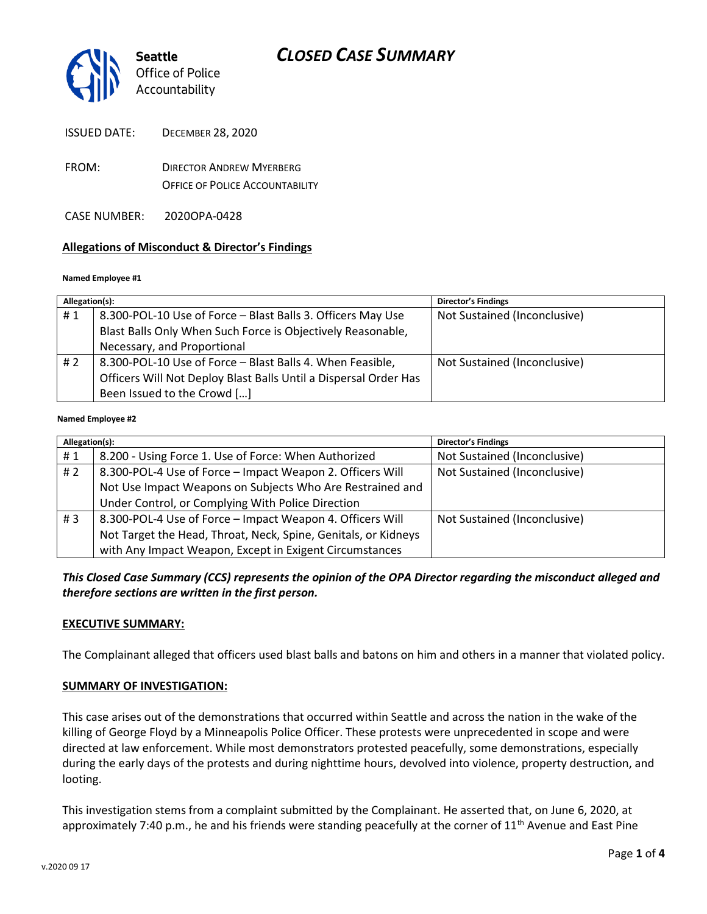Seattle Office of Police Accountability

# CLOSED CASE SUMMARY

ISSUED DATE: DECEMBER 28, 2020

FROM: DIRECTOR ANDREW MYERBERG
OFFICE OF POLICE ACCOUNTABILITY

CASE NUMBER: 2020OPA-0428

## Allegations of Misconduct & Director's Findings

**Named Employee #1**

| Allegation(s): | | Director's Findings |
|---|---|---|
| # 1 | 8.300-POL-10 Use of Force – Blast Balls 3. Officers May Use Blast Balls Only When Such Force is Objectively Reasonable, Necessary, and Proportional | Not Sustained (Inconclusive) |
| # 2 | 8.300-POL-10 Use of Force – Blast Balls 4. When Feasible, Officers Will Not Deploy Blast Balls Until a Dispersal Order Has Been Issued to the Crowd […] | Not Sustained (Inconclusive) |

**Named Employee #2**

| Allegation(s): | | Director's Findings |
|---|---|---|
| # 1 | 8.200 - Using Force 1. Use of Force: When Authorized | Not Sustained (Inconclusive) |
| # 2 | 8.300-POL-4 Use of Force – Impact Weapon 2. Officers Will Not Use Impact Weapons on Subjects Who Are Restrained and Under Control, or Complying With Police Direction | Not Sustained (Inconclusive) |
| # 3 | 8.300-POL-4 Use of Force – Impact Weapon 4. Officers Will Not Target the Head, Throat, Neck, Spine, Genitals, or Kidneys with Any Impact Weapon, Except in Exigent Circumstances | Not Sustained (Inconclusive) |

***This Closed Case Summary (CCS) represents the opinion of the OPA Director regarding the misconduct alleged and therefore sections are written in the first person.***

### EXECUTIVE SUMMARY:

The Complainant alleged that officers used blast balls and batons on him and others in a manner that violated policy.

### SUMMARY OF INVESTIGATION:

This case arises out of the demonstrations that occurred within Seattle and across the nation in the wake of the killing of George Floyd by a Minneapolis Police Officer. These protests were unprecedented in scope and were directed at law enforcement. While most demonstrators protested peacefully, some demonstrations, especially during the early days of the protests and during nighttime hours, devolved into violence, property destruction, and looting.

This investigation stems from a complaint submitted by the Complainant. He asserted that, on June 6, 2020, at approximately 7:40 p.m., he and his friends were standing peacefully at the corner of 11th Avenue and East Pine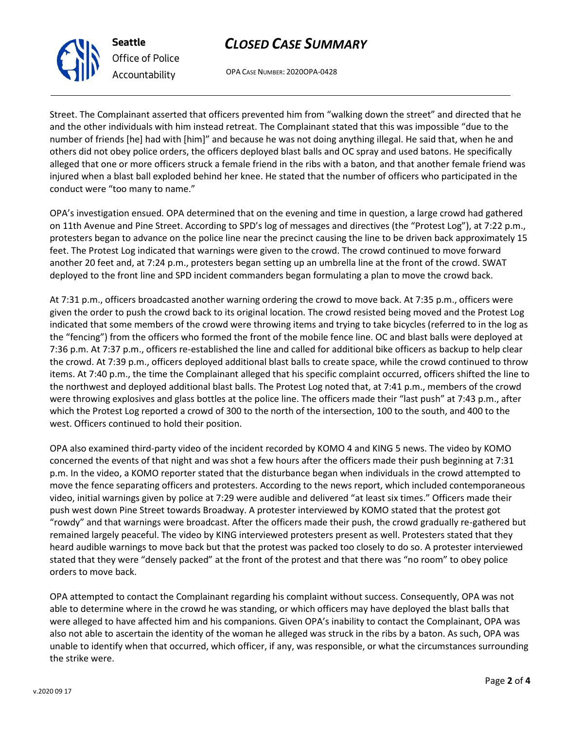Street. The Complainant asserted that officers prevented him from "walking down the street" and directed that he and the other individuals with him instead retreat. The Complainant stated that this was impossible "due to the number of friends [he] had with [him]" and because he was not doing anything illegal. He said that, when he and others did not obey police orders, the officers deployed blast balls and OC spray and used batons. He specifically alleged that one or more officers struck a female friend in the ribs with a baton, and that another female friend was injured when a blast ball exploded behind her knee. He stated that the number of officers who participated in the conduct were "too many to name."

OPA's investigation ensued. OPA determined that on the evening and time in question, a large crowd had gathered on 11th Avenue and Pine Street. According to SPD's log of messages and directives (the "Protest Log"), at 7:22 p.m., protesters began to advance on the police line near the precinct causing the line to be driven back approximately 15 feet. The Protest Log indicated that warnings were given to the crowd. The crowd continued to move forward another 20 feet and, at 7:24 p.m., protesters began setting up an umbrella line at the front of the crowd. SWAT deployed to the front line and SPD incident commanders began formulating a plan to move the crowd back.

At 7:31 p.m., officers broadcasted another warning ordering the crowd to move back. At 7:35 p.m., officers were given the order to push the crowd back to its original location. The crowd resisted being moved and the Protest Log indicated that some members of the crowd were throwing items and trying to take bicycles (referred to in the log as the "fencing") from the officers who formed the front of the mobile fence line. OC and blast balls were deployed at 7:36 p.m. At 7:37 p.m., officers re-established the line and called for additional bike officers as backup to help clear the crowd. At 7:39 p.m., officers deployed additional blast balls to create space, while the crowd continued to throw items. At 7:40 p.m., the time the Complainant alleged that his specific complaint occurred, officers shifted the line to the northwest and deployed additional blast balls. The Protest Log noted that, at 7:41 p.m., members of the crowd were throwing explosives and glass bottles at the police line. The officers made their "last push" at 7:43 p.m., after which the Protest Log reported a crowd of 300 to the north of the intersection, 100 to the south, and 400 to the west. Officers continued to hold their position.

OPA also examined third-party video of the incident recorded by KOMO 4 and KING 5 news. The video by KOMO concerned the events of that night and was shot a few hours after the officers made their push beginning at 7:31 p.m. In the video, a KOMO reporter stated that the disturbance began when individuals in the crowd attempted to move the fence separating officers and protesters. According to the news report, which included contemporaneous video, initial warnings given by police at 7:29 were audible and delivered "at least six times." Officers made their push west down Pine Street towards Broadway. A protester interviewed by KOMO stated that the protest got "rowdy" and that warnings were broadcast. After the officers made their push, the crowd gradually re-gathered but remained largely peaceful. The video by KING interviewed protesters present as well. Protesters stated that they heard audible warnings to move back but that the protest was packed too closely to do so. A protester interviewed stated that they were "densely packed" at the front of the protest and that there was "no room" to obey police orders to move back.

OPA attempted to contact the Complainant regarding his complaint without success. Consequently, OPA was not able to determine where in the crowd he was standing, or which officers may have deployed the blast balls that were alleged to have affected him and his companions. Given OPA's inability to contact the Complainant, OPA was also not able to ascertain the identity of the woman he alleged was struck in the ribs by a baton. As such, OPA was unable to identify when that occurred, which officer, if any, was responsible, or what the circumstances surrounding the strike were.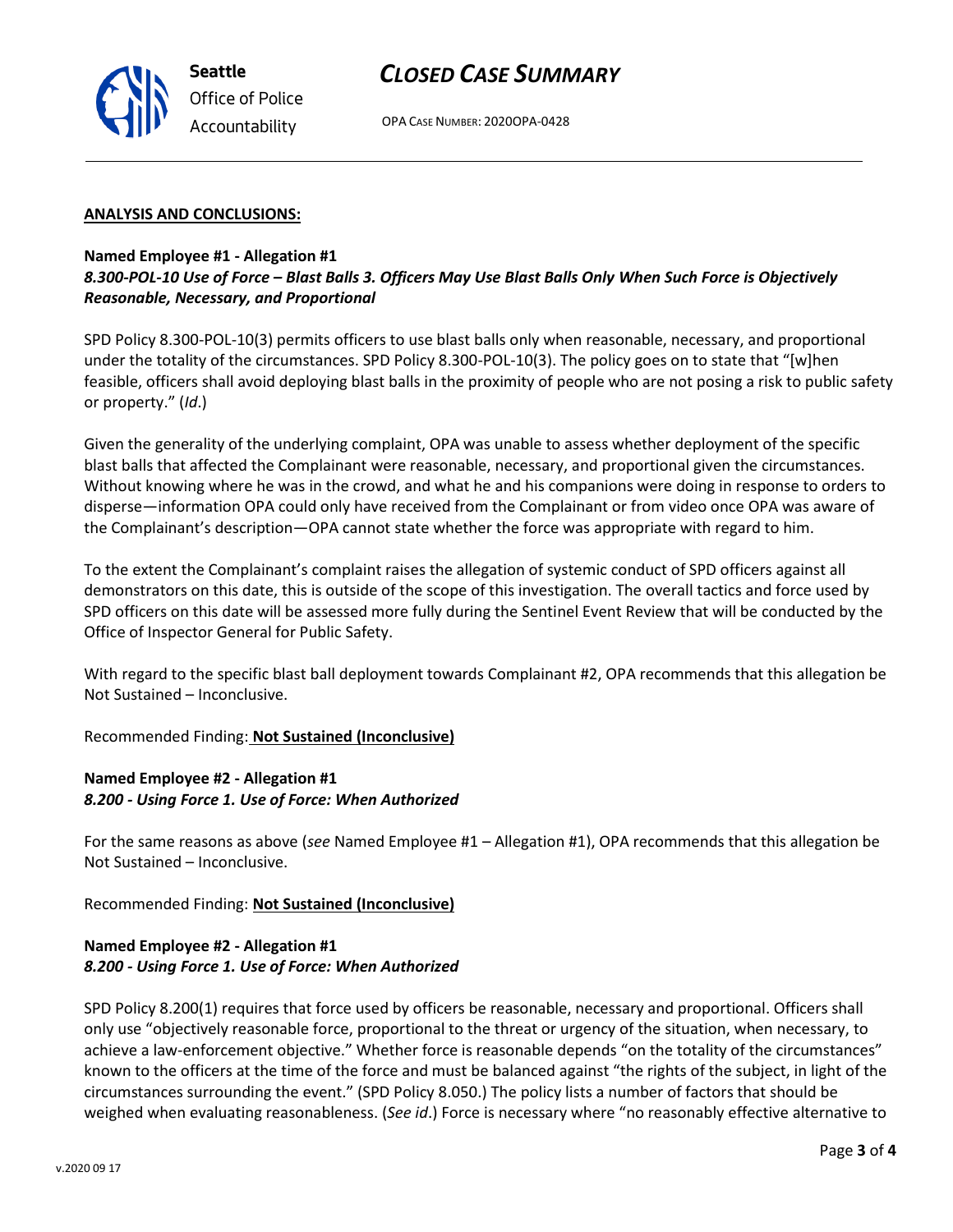**ANALYSIS AND CONCLUSIONS:**

**Named Employee #1 - Allegation #1**
***8.300-POL-10 Use of Force – Blast Balls 3. Officers May Use Blast Balls Only When Such Force is Objectively Reasonable, Necessary, and Proportional***

SPD Policy 8.300-POL-10(3) permits officers to use blast balls only when reasonable, necessary, and proportional under the totality of the circumstances. SPD Policy 8.300-POL-10(3). The policy goes on to state that "[w]hen feasible, officers shall avoid deploying blast balls in the proximity of people who are not posing a risk to public safety or property." (*Id*.)

Given the generality of the underlying complaint, OPA was unable to assess whether deployment of the specific blast balls that affected the Complainant were reasonable, necessary, and proportional given the circumstances. Without knowing where he was in the crowd, and what he and his companions were doing in response to orders to disperse—information OPA could only have received from the Complainant or from video once OPA was aware of the Complainant's description—OPA cannot state whether the force was appropriate with regard to him.

To the extent the Complainant's complaint raises the allegation of systemic conduct of SPD officers against all demonstrators on this date, this is outside of the scope of this investigation. The overall tactics and force used by SPD officers on this date will be assessed more fully during the Sentinel Event Review that will be conducted by the Office of Inspector General for Public Safety.

With regard to the specific blast ball deployment towards Complainant #2, OPA recommends that this allegation be Not Sustained – Inconclusive.

Recommended Finding: **Not Sustained (Inconclusive)**

**Named Employee #2 - Allegation #1**
***8.200 - Using Force 1. Use of Force: When Authorized***

For the same reasons as above (*see* Named Employee #1 – Allegation #1), OPA recommends that this allegation be Not Sustained – Inconclusive.

Recommended Finding: **Not Sustained (Inconclusive)**

**Named Employee #2 - Allegation #1**
***8.200 - Using Force 1. Use of Force: When Authorized***

SPD Policy 8.200(1) requires that force used by officers be reasonable, necessary and proportional. Officers shall only use "objectively reasonable force, proportional to the threat or urgency of the situation, when necessary, to achieve a law-enforcement objective." Whether force is reasonable depends "on the totality of the circumstances" known to the officers at the time of the force and must be balanced against "the rights of the subject, in light of the circumstances surrounding the event." (SPD Policy 8.050.) The policy lists a number of factors that should be weighed when evaluating reasonableness. (*See id*.) Force is necessary where "no reasonably effective alternative to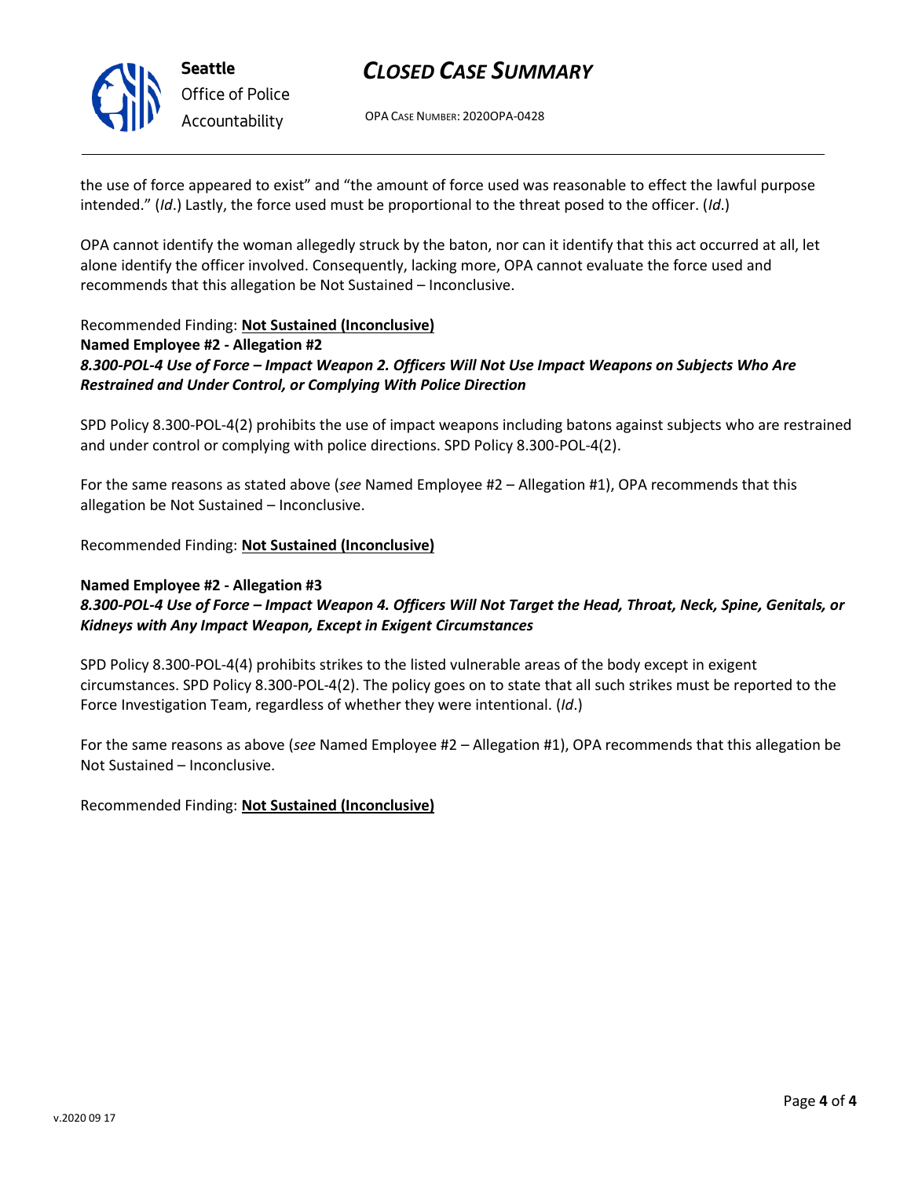the use of force appeared to exist" and "the amount of force used was reasonable to effect the lawful purpose intended." (*Id*.) Lastly, the force used must be proportional to the threat posed to the officer. (*Id*.)

OPA cannot identify the woman allegedly struck by the baton, nor can it identify that this act occurred at all, let alone identify the officer involved. Consequently, lacking more, OPA cannot evaluate the force used and recommends that this allegation be Not Sustained – Inconclusive.

Recommended Finding: **Not Sustained (Inconclusive)**

**Named Employee #2 - Allegation #2**

***8.300-POL-4 Use of Force – Impact Weapon 2. Officers Will Not Use Impact Weapons on Subjects Who Are Restrained and Under Control, or Complying With Police Direction***

SPD Policy 8.300-POL-4(2) prohibits the use of impact weapons including batons against subjects who are restrained and under control or complying with police directions. SPD Policy 8.300-POL-4(2).

For the same reasons as stated above (*see* Named Employee #2 – Allegation #1), OPA recommends that this allegation be Not Sustained – Inconclusive.

Recommended Finding: **Not Sustained (Inconclusive)**

**Named Employee #2 - Allegation #3**

***8.300-POL-4 Use of Force – Impact Weapon 4. Officers Will Not Target the Head, Throat, Neck, Spine, Genitals, or Kidneys with Any Impact Weapon, Except in Exigent Circumstances***

SPD Policy 8.300-POL-4(4) prohibits strikes to the listed vulnerable areas of the body except in exigent circumstances. SPD Policy 8.300-POL-4(2). The policy goes on to state that all such strikes must be reported to the Force Investigation Team, regardless of whether they were intentional. (*Id*.)

For the same reasons as above (*see* Named Employee #2 – Allegation #1), OPA recommends that this allegation be Not Sustained – Inconclusive.

Recommended Finding: **Not Sustained (Inconclusive)**